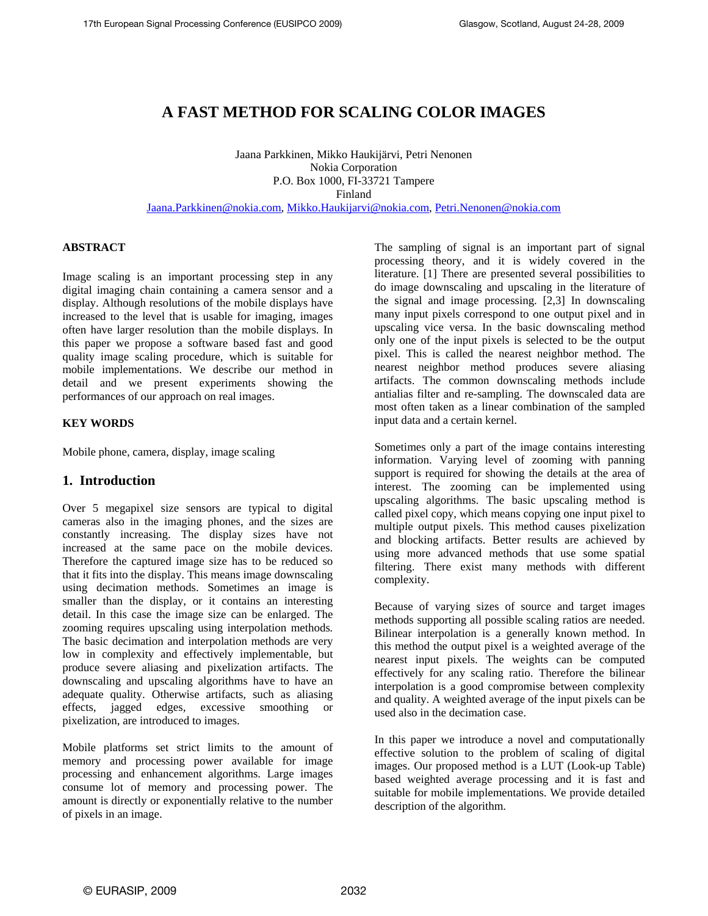# A FAST METHOD FOR SCALING COLOR IMAGES

Jaana Parkkinen, Mikko Haukijärvi, Petri Nenonen
Nokia Corporation
P.O. Box 1000, FI-33721 Tampere
Finland
Jaana.Parkkinen@nokia.com, Mikko.Haukijarvi@nokia.com, Petri.Nenonen@nokia.com

## ABSTRACT

Image scaling is an important processing step in any digital imaging chain containing a camera sensor and a display. Although resolutions of the mobile displays have increased to the level that is usable for imaging, images often have larger resolution than the mobile displays. In this paper we propose a software based fast and good quality image scaling procedure, which is suitable for mobile implementations. We describe our method in detail and we present experiments showing the performances of our approach on real images.

## KEY WORDS

Mobile phone, camera, display, image scaling

## 1. Introduction

Over 5 megapixel size sensors are typical to digital cameras also in the imaging phones, and the sizes are constantly increasing. The display sizes have not increased at the same pace on the mobile devices. Therefore the captured image size has to be reduced so that it fits into the display. This means image downscaling using decimation methods. Sometimes an image is smaller than the display, or it contains an interesting detail. In this case the image size can be enlarged. The zooming requires upscaling using interpolation methods. The basic decimation and interpolation methods are very low in complexity and effectively implementable, but produce severe aliasing and pixelization artifacts. The downscaling and upscaling algorithms have to have an adequate quality. Otherwise artifacts, such as aliasing effects, jagged edges, excessive smoothing or pixelization, are introduced to images.

Mobile platforms set strict limits to the amount of memory and processing power available for image processing and enhancement algorithms. Large images consume lot of memory and processing power. The amount is directly or exponentially relative to the number of pixels in an image.

The sampling of signal is an important part of signal processing theory, and it is widely covered in the literature. [1] There are presented several possibilities to do image downscaling and upscaling in the literature of the signal and image processing. [2,3] In downscaling many input pixels correspond to one output pixel and in upscaling vice versa. In the basic downscaling method only one of the input pixels is selected to be the output pixel. This is called the nearest neighbor method. The nearest neighbor method produces severe aliasing artifacts. The common downscaling methods include antialias filter and re-sampling. The downscaled data are most often taken as a linear combination of the sampled input data and a certain kernel.

Sometimes only a part of the image contains interesting information. Varying level of zooming with panning support is required for showing the details at the area of interest. The zooming can be implemented using upscaling algorithms. The basic upscaling method is called pixel copy, which means copying one input pixel to multiple output pixels. This method causes pixelization and blocking artifacts. Better results are achieved by using more advanced methods that use some spatial filtering. There exist many methods with different complexity.

Because of varying sizes of source and target images methods supporting all possible scaling ratios are needed. Bilinear interpolation is a generally known method. In this method the output pixel is a weighted average of the nearest input pixels. The weights can be computed effectively for any scaling ratio. Therefore the bilinear interpolation is a good compromise between complexity and quality. A weighted average of the input pixels can be used also in the decimation case.

In this paper we introduce a novel and computationally effective solution to the problem of scaling of digital images. Our proposed method is a LUT (Look-up Table) based weighted average processing and it is fast and suitable for mobile implementations. We provide detailed description of the algorithm.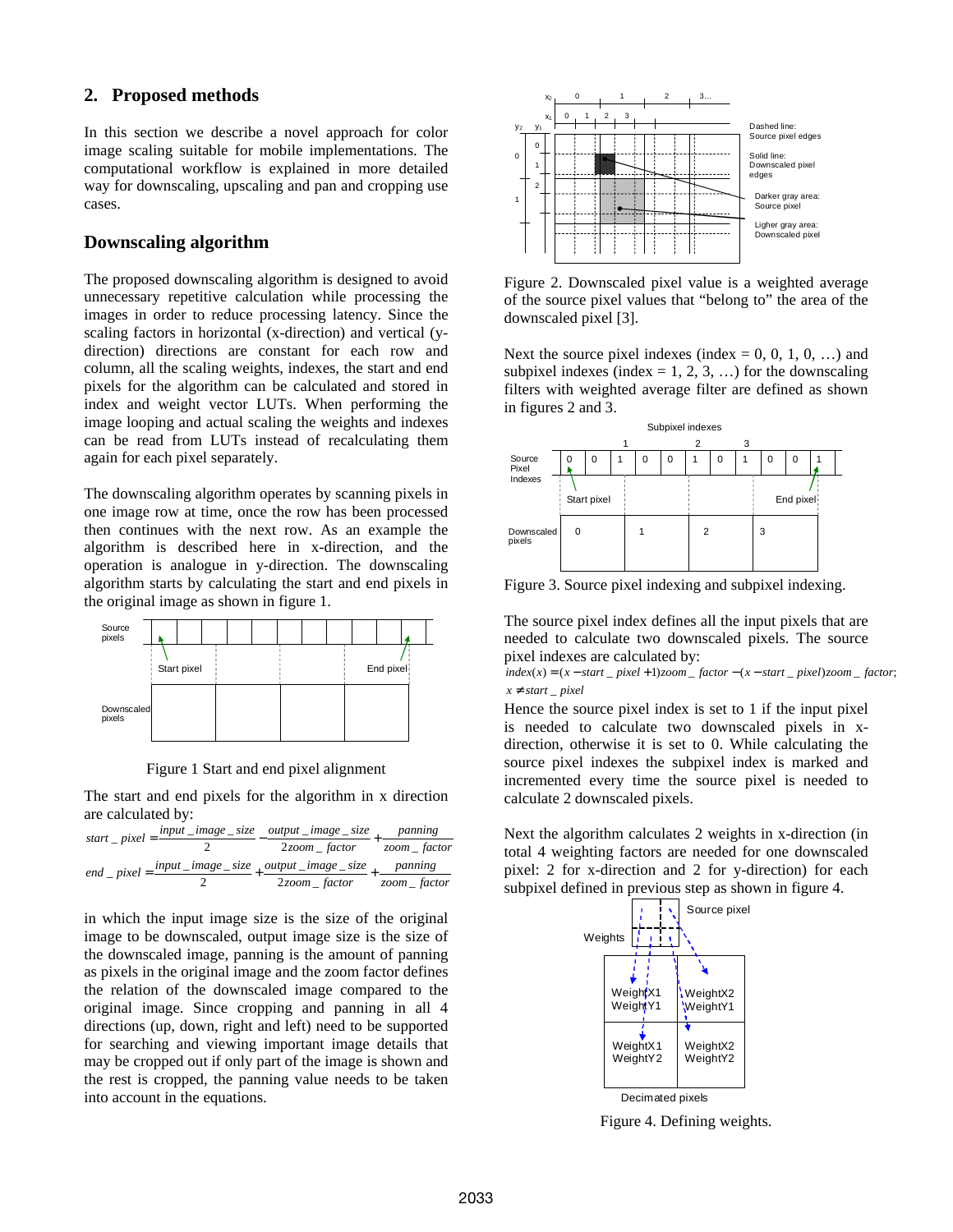## 2. Proposed methods

In this section we describe a novel approach for color image scaling suitable for mobile implementations. The computational workflow is explained in more detailed way for downscaling, upscaling and pan and cropping use cases.

## Downscaling algorithm

The proposed downscaling algorithm is designed to avoid unnecessary repetitive calculation while processing the images in order to reduce processing latency. Since the scaling factors in horizontal (x-direction) and vertical (y-direction) directions are constant for each row and column, all the scaling weights, indexes, the start and end pixels for the algorithm can be calculated and stored in index and weight vector LUTs. When performing the image looping and actual scaling the weights and indexes can be read from LUTs instead of recalculating them again for each pixel separately.

The downscaling algorithm operates by scanning pixels in one image row at time, once the row has been processed then continues with the next row. As an example the algorithm is described here in x-direction, and the operation is analogue in y-direction. The downscaling algorithm starts by calculating the start and end pixels in the original image as shown in figure 1.

Source pixels
Start pixel
End pixel
Downscaled pixels

Figure 1 Start and end pixel alignment

The start and end pixels for the algorithm in x direction are calculated by:

$$start\_pixel = \frac{input\_image\_size}{2} - \frac{output\_image\_size}{2zoom\_factor} + \frac{panning}{zoom\_factor}$$

$$end\_pixel = \frac{input\_image\_size}{2} + \frac{output\_image\_size}{2zoom\_factor} + \frac{panning}{zoom\_factor}$$

in which the input image size is the size of the original image to be downscaled, output image size is the size of the downscaled image, panning is the amount of panning as pixels in the original image and the zoom factor defines the relation of the downscaled image compared to the original image. Since cropping and panning in all 4 directions (up, down, right and left) need to be supported for searching and viewing important image details that may be cropped out if only part of the image is shown and the rest is cropped, the panning value needs to be taken into account in the equations.

$x_2$ 0 1 2 3...
$x_1$ 0 1 2 3
$y_2$ $y_1$
0 0 1 2
1
Dashed line: Source pixel edges
Solid line: Downscaled pixel edges
Darker gray area: Source pixel
Ligher gray area: Downscaled pixel

Figure 2. Downscaled pixel value is a weighted average of the source pixel values that "belong to" the area of the downscaled pixel [3].

Next the source pixel indexes (index = 0, 0, 1, 0, …) and subpixel indexes (index = 1, 2, 3, …) for the downscaling filters with weighted average filter are defined as shown in figures 2 and 3.

Subpixel indexes
1 2 3
Source Pixel Indexes
0 0 1 0 0 1 0 1 0 0 1
Start pixel
End pixel
Downscaled pixels
0 1 2 3

Figure 3. Source pixel indexing and subpixel indexing.

The source pixel index defines all the input pixels that are needed to calculate two downscaled pixels. The source pixel indexes are calculated by:

$$index(x) = (x - start\_pixel + 1)zoom\_factor - (x - start\_pixel)zoom\_factor;$$
$$x \neq start\_pixel$$

Hence the source pixel index is set to 1 if the input pixel is needed to calculate two downscaled pixels in x-direction, otherwise it is set to 0. While calculating the source pixel indexes the subpixel index is marked and incremented every time the source pixel is needed to calculate 2 downscaled pixels.

Next the algorithm calculates 2 weights in x-direction (in total 4 weighting factors are needed for one downscaled pixel: 2 for x-direction and 2 for y-direction) for each subpixel defined in previous step as shown in figure 4.

Source pixel
Weights
WeightX1 WeightY1
WeightX2 WeightY1
WeightX1 WeightY2
WeightX2 WeightY2
Decimated pixels

Figure 4. Defining weights.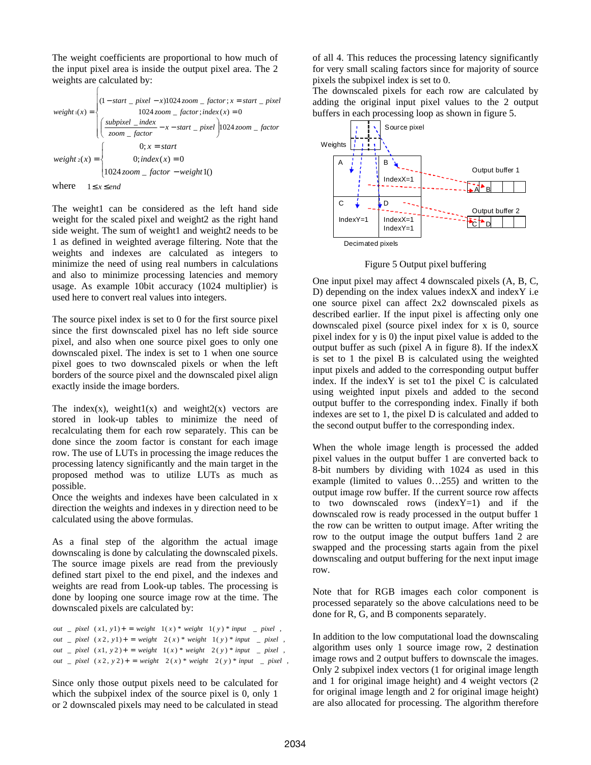The weight coefficients are proportional to how much of the input pixel area is inside the output pixel area. The 2 weights are calculated by:

$$weight_1(x) = \begin{cases} (1 - start\_pixel - x)1024\,zoom\_factor; x = start\_pixel \\ 1024\,zoom\_factor; index(x) = 0 \\ \left(\dfrac{subpixel\_index}{zoom\_factor} - x - start\_pixel\right)1024\,zoom\_factor \end{cases}$$

$$weight_2(x) = \begin{cases} 0; x = start \\ 0; index(x) = 0 \\ 1024\,zoom\_factor - weight1() \end{cases}$$

where $1 \le x \le end$

The weight1 can be considered as the left hand side weight for the scaled pixel and weight2 as the right hand side weight. The sum of weight1 and weight2 needs to be 1 as defined in weighted average filtering. Note that the weights and indexes are calculated as integers to minimize the need of using real numbers in calculations and also to minimize processing latencies and memory usage. As example 10bit accuracy (1024 multiplier) is used here to convert real values into integers.

The source pixel index is set to 0 for the first source pixel since the first downscaled pixel has no left side source pixel, and also when one source pixel goes to only one downscaled pixel. The index is set to 1 when one source pixel goes to two downscaled pixels or when the left borders of the source pixel and the downscaled pixel align exactly inside the image borders.

The index(x), weight1(x) and weight2(x) vectors are stored in look-up tables to minimize the need of recalculating them for each row separately. This can be done since the zoom factor is constant for each image row. The use of LUTs in processing the image reduces the processing latency significantly and the main target in the proposed method was to utilize LUTs as much as possible.
Once the weights and indexes have been calculated in x direction the weights and indexes in y direction need to be calculated using the above formulas.

As a final step of the algorithm the actual image downscaling is done by calculating the downscaled pixels. The source image pixels are read from the previously defined start pixel to the end pixel, and the indexes and weights are read from Look-up tables. The processing is done by looping one source image row at the time. The downscaled pixels are calculated by:

$$out\_pixel(x1, y1) += weight1(x) * weight1(y) * input\_pixel,$$
$$out\_pixel(x2, y1) += weight2(x) * weight1(y) * input\_pixel,$$
$$out\_pixel(x1, y2) += weight1(x) * weight2(y) * input\_pixel,$$
$$out\_pixel(x2, y2) += weight2(x) * weight2(y) * input\_pixel,$$

Since only those output pixels need to be calculated for which the subpixel index of the source pixel is 0, only 1 or 2 downscaled pixels may need to be calculated in stead of all 4. This reduces the processing latency significantly for very small scaling factors since for majority of source pixels the subpixel index is set to 0.
The downscaled pixels for each row are calculated by adding the original input pixel values to the 2 output buffers in each processing loop as shown in figure 5.

Source pixel
Weights
A
B
IndexX=1
C
D
IndexY=1
IndexX=1
IndexY=1
Decimated pixels
Output buffer 1
A B
Output buffer 2
C D

Figure 5 Output pixel buffering

One input pixel may affect 4 downscaled pixels (A, B, C, D) depending on the index values indexX and indexY i.e one source pixel can affect 2x2 downscaled pixels as described earlier. If the input pixel is affecting only one downscaled pixel (source pixel index for x is 0, source pixel index for y is 0) the input pixel value is added to the output buffer as such (pixel A in figure 8). If the indexX is set to 1 the pixel B is calculated using the weighted input pixels and added to the corresponding output buffer index. If the indexY is set to1 the pixel C is calculated using weighted input pixels and added to the second output buffer to the corresponding index. Finally if both indexes are set to 1, the pixel D is calculated and added to the second output buffer to the corresponding index.

When the whole image length is processed the added pixel values in the output buffer 1 are converted back to 8-bit numbers by dividing with 1024 as used in this example (limited to values 0…255) and written to the output image row buffer. If the current source row affects to two downscaled rows (indexY=1) and if the downscaled row is ready processed in the output buffer 1 the row can be written to output image. After writing the row to the output image the output buffers 1and 2 are swapped and the processing starts again from the pixel downscaling and output buffering for the next input image row.

Note that for RGB images each color component is processed separately so the above calculations need to be done for R, G, and B components separately.

In addition to the low computational load the downscaling algorithm uses only 1 source image row, 2 destination image rows and 2 output buffers to downscale the images. Only 2 subpixel index vectors (1 for original image length and 1 for original image height) and 4 weight vectors (2 for original image length and 2 for original image height) are also allocated for processing. The algorithm therefore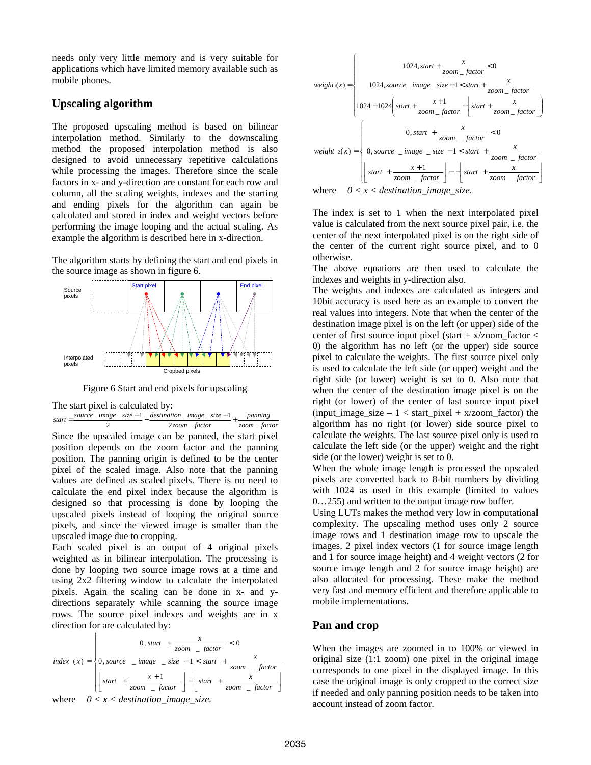needs only very little memory and is very suitable for applications which have limited memory available such as mobile phones.

## Upscaling algorithm

The proposed upscaling method is based on bilinear interpolation method. Similarly to the downscaling method the proposed interpolation method is also designed to avoid unnecessary repetitive calculations while processing the images. Therefore since the scale factors in x- and y-direction are constant for each row and column, all the scaling weights, indexes and the starting and ending pixels for the algorithm can again be calculated and stored in index and weight vectors before performing the image looping and the actual scaling. As example the algorithm is described here in x-direction.

The algorithm starts by defining the start and end pixels in the source image as shown in figure 6.

Source pixels

Start pixel

End pixel

Interpolated pixels

Cropped pixels

Figure 6 Start and end pixels for upscaling

The start pixel is calculated by:

$$start = \frac{source\_image\_size - 1}{2} - \frac{destination\_image\_size - 1}{2zoom\_factor} + \frac{panning}{zoom\_factor}$$

Since the upscaled image can be panned, the start pixel position depends on the zoom factor and the panning position. The panning origin is defined to be the center pixel of the scaled image. Also note that the panning values are defined as scaled pixels. There is no need to calculate the end pixel index because the algorithm is designed so that processing is done by looping the upscaled pixels instead of looping the original source pixels, and since the viewed image is smaller than the upscaled image due to cropping.

Each scaled pixel is an output of 4 original pixels weighted as in bilinear interpolation. The processing is done by looping two source image rows at a time and using 2x2 filtering window to calculate the interpolated pixels. Again the scaling can be done in x- and y-directions separately while scanning the source image rows. The source pixel indexes and weights are in x direction for are calculated by:

$$index(x) = \begin{cases} 0, & start + \dfrac{x}{zoom\_factor} < 0 \\ 0, & source\_image\_size - 1 < start + \dfrac{x}{zoom\_factor} \\ \left\lfloor start + \dfrac{x+1}{zoom\_factor} \right\rfloor - \left\lfloor start + \dfrac{x}{zoom\_factor} \right\rfloor \end{cases}$$

where $0 < x < destination\_image\_size$.

$$weight_1(x) = \begin{cases} 1024, & start + \dfrac{x}{zoom\_factor} < 0 \\ 1024, & source\_image\_size - 1 < start + \dfrac{x}{zoom\_factor} \\ 1024 - 1024\left( start + \dfrac{x+1}{zoom\_factor} - \left\lfloor start + \dfrac{x}{zoom\_factor} \right\rfloor \right) \end{cases}$$

$$weight_2(x) = \begin{cases} 0, & start + \dfrac{x}{zoom\_factor} < 0 \\ 0, & source\_image\_size - 1 < start + \dfrac{x}{zoom\_factor} \\ \left\lfloor start + \dfrac{x+1}{zoom\_factor} \right\rfloor - \left\lfloor start + \dfrac{x}{zoom\_factor} \right\rfloor \end{cases}$$

where $0 < x < destination\_image\_size$.

The index is set to 1 when the next interpolated pixel value is calculated from the next source pixel pair, i.e. the center of the next interpolated pixel is on the right side of the center of the current right source pixel, and to 0 otherwise.

The above equations are then used to calculate the indexes and weights in y-direction also.

The weights and indexes are calculated as integers and 10bit accuracy is used here as an example to convert the real values into integers. Note that when the center of the destination image pixel is on the left (or upper) side of the center of first source input pixel (start + x/zoom_factor < 0) the algorithm has no left (or the upper) side source pixel to calculate the weights. The first source pixel only is used to calculate the left side (or upper) weight and the right side (or lower) weight is set to 0. Also note that when the center of the destination image pixel is on the right (or lower) of the center of last source input pixel (input_image_size – 1 < start_pixel + x/zoom_factor) the algorithm has no right (or lower) side source pixel to calculate the weights. The last source pixel only is used to calculate the left side (or the upper) weight and the right side (or the lower) weight is set to 0.

When the whole image length is processed the upscaled pixels are converted back to 8-bit numbers by dividing with 1024 as used in this example (limited to values 0…255) and written to the output image row buffer.

Using LUTs makes the method very low in computational complexity. The upscaling method uses only 2 source image rows and 1 destination image row to upscale the images. 2 pixel index vectors (1 for source image length and 1 for source image height) and 4 weight vectors (2 for source image length and 2 for source image height) are also allocated for processing. These make the method very fast and memory efficient and therefore applicable to mobile implementations.

## Pan and crop

When the images are zoomed in to 100% or viewed in original size (1:1 zoom) one pixel in the original image corresponds to one pixel in the displayed image. In this case the original image is only cropped to the correct size if needed and only panning position needs to be taken into account instead of zoom factor.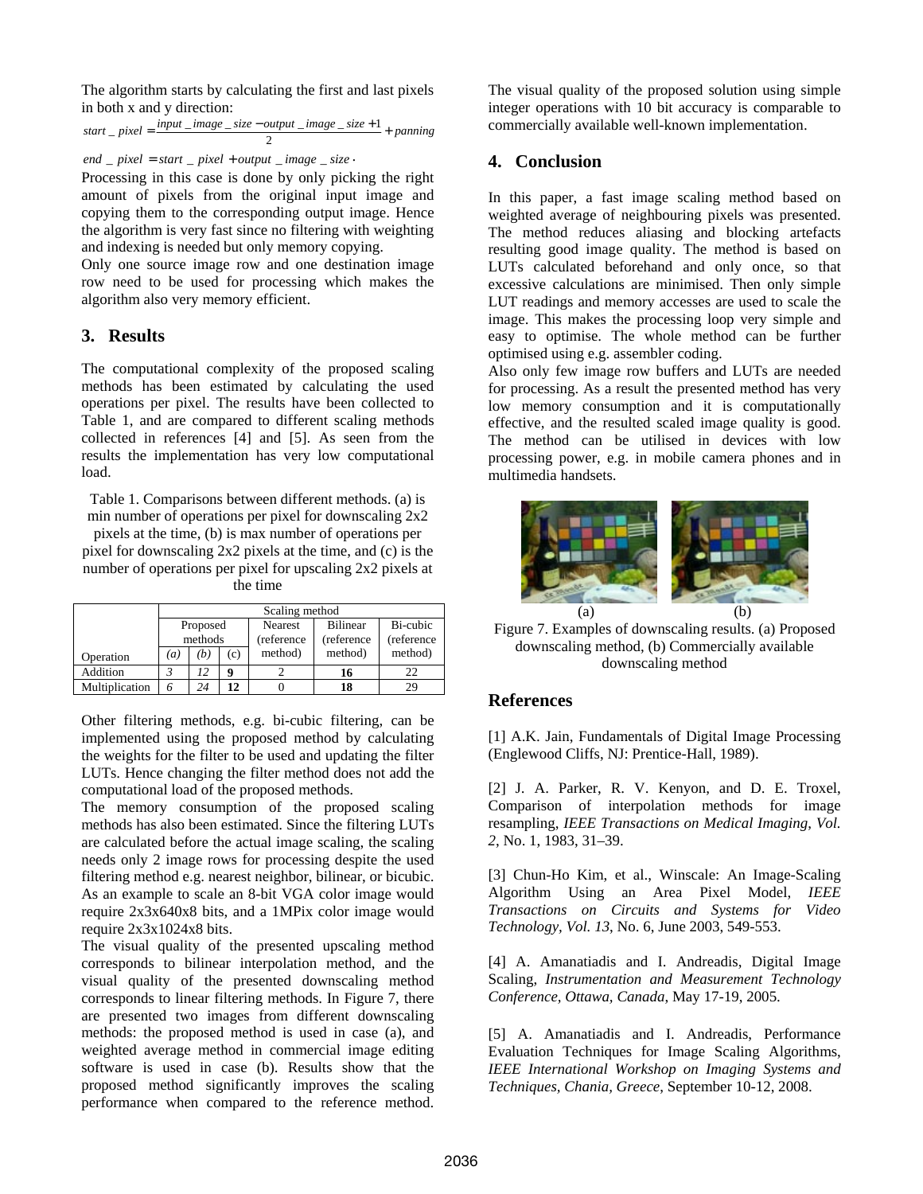The algorithm starts by calculating the first and last pixels in both x and y direction:

$$start\_pixel = \frac{input\_image\_size - output\_image\_size + 1}{2} + panning$$

$$end\_pixel = start\_pixel + output\_image\_size \cdot$$

Processing in this case is done by only picking the right amount of pixels from the original input image and copying them to the corresponding output image. Hence the algorithm is very fast since no filtering with weighting and indexing is needed but only memory copying.

Only one source image row and one destination image row need to be used for processing which makes the algorithm also very memory efficient.

## 3. Results

The computational complexity of the proposed scaling methods has been estimated by calculating the used operations per pixel. The results have been collected to Table 1, and are compared to different scaling methods collected in references [4] and [5]. As seen from the results the implementation has very low computational load.

Table 1. Comparisons between different methods. (a) is min number of operations per pixel for downscaling 2x2 pixels at the time, (b) is max number of operations per pixel for downscaling 2x2 pixels at the time, and (c) is the number of operations per pixel for upscaling 2x2 pixels at the time

| | Scaling method | | | | | |
|---|---|---|---|---|---|---|
| | Proposed methods | | | Nearest (reference method) | Bilinear (reference method) | Bi-cubic (reference method) |
| Operation | *(a)* | *(b)* | (c) | | | |
| Addition | *3* | *12* | **9** | 2 | **16** | 22 |
| Multiplication | *6* | *24* | **12** | 0 | **18** | 29 |

Other filtering methods, e.g. bi-cubic filtering, can be implemented using the proposed method by calculating the weights for the filter to be used and updating the filter LUTs. Hence changing the filter method does not add the computational load of the proposed methods.

The memory consumption of the proposed scaling methods has also been estimated. Since the filtering LUTs are calculated before the actual image scaling, the scaling needs only 2 image rows for processing despite the used filtering method e.g. nearest neighbor, bilinear, or bicubic. As an example to scale an 8-bit VGA color image would require 2x3x640x8 bits, and a 1MPix color image would require 2x3x1024x8 bits.

The visual quality of the presented upscaling method corresponds to bilinear interpolation method, and the visual quality of the presented downscaling method corresponds to linear filtering methods. In Figure 7, there are presented two images from different downscaling methods: the proposed method is used in case (a), and weighted average method in commercial image editing software is used in case (b). Results show that the proposed method significantly improves the scaling performance when compared to the reference method.

The visual quality of the proposed solution using simple integer operations with 10 bit accuracy is comparable to commercially available well-known implementation.

## 4. Conclusion

In this paper, a fast image scaling method based on weighted average of neighbouring pixels was presented. The method reduces aliasing and blocking artefacts resulting good image quality. The method is based on LUTs calculated beforehand and only once, so that excessive calculations are minimised. Then only simple LUT readings and memory accesses are used to scale the image. This makes the processing loop very simple and easy to optimise. The whole method can be further optimised using e.g. assembler coding.

Also only few image row buffers and LUTs are needed for processing. As a result the presented method has very low memory consumption and it is computationally effective, and the resulted scaled image quality is good. The method can be utilised in devices with low processing power, e.g. in mobile camera phones and in multimedia handsets.

(a) (b)

Figure 7. Examples of downscaling results. (a) Proposed downscaling method, (b) Commercially available downscaling method

## References

[1] A.K. Jain, Fundamentals of Digital Image Processing (Englewood Cliffs, NJ: Prentice-Hall, 1989).

[2] J. A. Parker, R. V. Kenyon, and D. E. Troxel, Comparison of interpolation methods for image resampling, *IEEE Transactions on Medical Imaging, Vol. 2*, No. 1, 1983, 31–39.

[3] Chun-Ho Kim, et al., Winscale: An Image-Scaling Algorithm Using an Area Pixel Model, *IEEE Transactions on Circuits and Systems for Video Technology, Vol. 13*, No. 6, June 2003, 549-553.

[4] A. Amanatiadis and I. Andreadis, Digital Image Scaling, *Instrumentation and Measurement Technology Conference, Ottawa, Canada*, May 17-19, 2005.

[5] A. Amanatiadis and I. Andreadis, Performance Evaluation Techniques for Image Scaling Algorithms, *IEEE International Workshop on Imaging Systems and Techniques, Chania, Greece*, September 10-12, 2008.